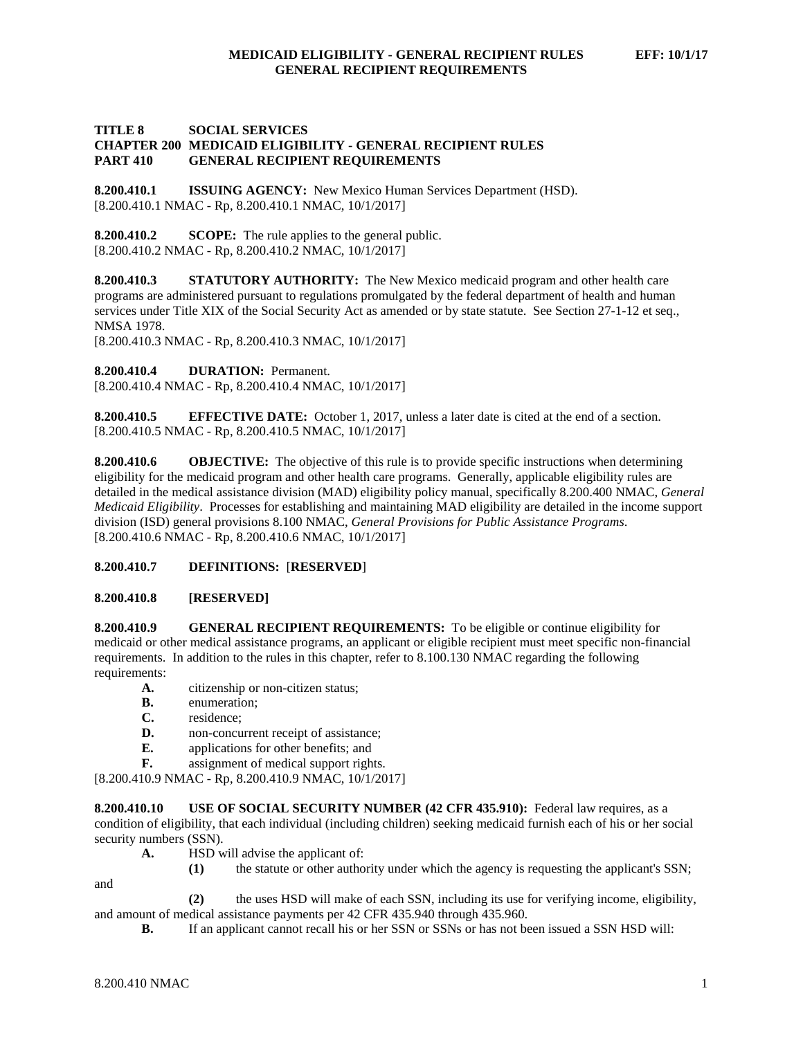**TITLE 8 SOCIAL SERVICES**
**CHAPTER 200 MEDICAID ELIGIBILITY - GENERAL RECIPIENT RULES**
**PART 410 GENERAL RECIPIENT REQUIREMENTS**

**8.200.410.1 ISSUING AGENCY:** New Mexico Human Services Department (HSD).
[8.200.410.1 NMAC - Rp, 8.200.410.1 NMAC, 10/1/2017]

**8.200.410.2 SCOPE:** The rule applies to the general public.
[8.200.410.2 NMAC - Rp, 8.200.410.2 NMAC, 10/1/2017]

**8.200.410.3 STATUTORY AUTHORITY:** The New Mexico medicaid program and other health care programs are administered pursuant to regulations promulgated by the federal department of health and human services under Title XIX of the Social Security Act as amended or by state statute. See Section 27-1-12 et seq., NMSA 1978.
[8.200.410.3 NMAC - Rp, 8.200.410.3 NMAC, 10/1/2017]

**8.200.410.4 DURATION:** Permanent.
[8.200.410.4 NMAC - Rp, 8.200.410.4 NMAC, 10/1/2017]

**8.200.410.5 EFFECTIVE DATE:** October 1, 2017, unless a later date is cited at the end of a section.
[8.200.410.5 NMAC - Rp, 8.200.410.5 NMAC, 10/1/2017]

**8.200.410.6 OBJECTIVE:** The objective of this rule is to provide specific instructions when determining eligibility for the medicaid program and other health care programs. Generally, applicable eligibility rules are detailed in the medical assistance division (MAD) eligibility policy manual, specifically 8.200.400 NMAC, *General Medicaid Eligibility*. Processes for establishing and maintaining MAD eligibility are detailed in the income support division (ISD) general provisions 8.100 NMAC, *General Provisions for Public Assistance Programs*.
[8.200.410.6 NMAC - Rp, 8.200.410.6 NMAC, 10/1/2017]

**8.200.410.7 DEFINITIONS:** [**RESERVED**]

**8.200.410.8 [RESERVED]**

**8.200.410.9 GENERAL RECIPIENT REQUIREMENTS:** To be eligible or continue eligibility for medicaid or other medical assistance programs, an applicant or eligible recipient must meet specific non-financial requirements. In addition to the rules in this chapter, refer to 8.100.130 NMAC regarding the following requirements:

**A.** citizenship or non-citizen status;
**B.** enumeration;
**C.** residence;
**D.** non-concurrent receipt of assistance;
**E.** applications for other benefits; and
**F.** assignment of medical support rights.

[8.200.410.9 NMAC - Rp, 8.200.410.9 NMAC, 10/1/2017]

**8.200.410.10 USE OF SOCIAL SECURITY NUMBER (42 CFR 435.910):** Federal law requires, as a condition of eligibility, that each individual (including children) seeking medicaid furnish each of his or her social security numbers (SSN).

**A.** HSD will advise the applicant of:

**(1)** the statute or other authority under which the agency is requesting the applicant's SSN; and

**(2)** the uses HSD will make of each SSN, including its use for verifying income, eligibility, and amount of medical assistance payments per 42 CFR 435.940 through 435.960.

**B.** If an applicant cannot recall his or her SSN or SSNs or has not been issued a SSN HSD will: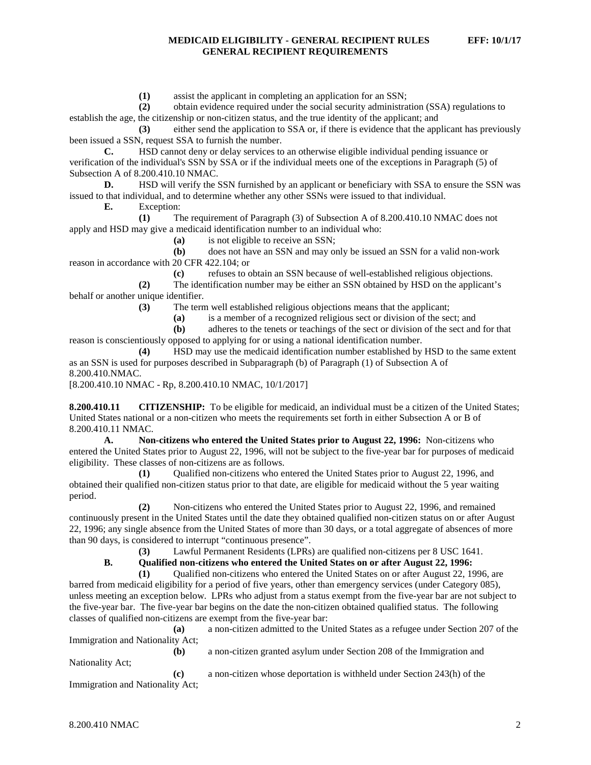**(1)** assist the applicant in completing an application for an SSN;

**(2)** obtain evidence required under the social security administration (SSA) regulations to establish the age, the citizenship or non-citizen status, and the true identity of the applicant; and

**(3)** either send the application to SSA or, if there is evidence that the applicant has previously been issued a SSN, request SSA to furnish the number.

**C.** HSD cannot deny or delay services to an otherwise eligible individual pending issuance or verification of the individual's SSN by SSA or if the individual meets one of the exceptions in Paragraph (5) of Subsection A of 8.200.410.10 NMAC.

**D.** HSD will verify the SSN furnished by an applicant or beneficiary with SSA to ensure the SSN was issued to that individual, and to determine whether any other SSNs were issued to that individual.

**E.** Exception:

**(1)** The requirement of Paragraph (3) of Subsection A of 8.200.410.10 NMAC does not apply and HSD may give a medicaid identification number to an individual who:

**(a)** is not eligible to receive an SSN;

**(b)** does not have an SSN and may only be issued an SSN for a valid non-work reason in accordance with 20 CFR 422.104; or

**(c)** refuses to obtain an SSN because of well-established religious objections.

**(2)** The identification number may be either an SSN obtained by HSD on the applicant's behalf or another unique identifier.

**(3)** The term well established religious objections means that the applicant;

**(a)** is a member of a recognized religious sect or division of the sect; and

**(b)** adheres to the tenets or teachings of the sect or division of the sect and for that reason is conscientiously opposed to applying for or using a national identification number.

**(4)** HSD may use the medicaid identification number established by HSD to the same extent as an SSN is used for purposes described in Subparagraph (b) of Paragraph (1) of Subsection A of 8.200.410.NMAC.

[8.200.410.10 NMAC - Rp, 8.200.410.10 NMAC, 10/1/2017]

**8.200.410.11 CITIZENSHIP:** To be eligible for medicaid, an individual must be a citizen of the United States; United States national or a non-citizen who meets the requirements set forth in either Subsection A or B of 8.200.410.11 NMAC.

**A. Non-citizens who entered the United States prior to August 22, 1996:** Non-citizens who entered the United States prior to August 22, 1996, will not be subject to the five-year bar for purposes of medicaid eligibility. These classes of non-citizens are as follows.

**(1)** Qualified non-citizens who entered the United States prior to August 22, 1996, and obtained their qualified non-citizen status prior to that date, are eligible for medicaid without the 5 year waiting period.

**(2)** Non-citizens who entered the United States prior to August 22, 1996, and remained continuously present in the United States until the date they obtained qualified non-citizen status on or after August 22, 1996; any single absence from the United States of more than 30 days, or a total aggregate of absences of more than 90 days, is considered to interrupt "continuous presence".

**(3)** Lawful Permanent Residents (LPRs) are qualified non-citizens per 8 USC 1641.

**B. Qualified non-citizens who entered the United States on or after August 22, 1996:**

**(1)** Qualified non-citizens who entered the United States on or after August 22, 1996, are barred from medicaid eligibility for a period of five years, other than emergency services (under Category 085), unless meeting an exception below. LPRs who adjust from a status exempt from the five-year bar are not subject to the five-year bar. The five-year bar begins on the date the non-citizen obtained qualified status. The following classes of qualified non-citizens are exempt from the five-year bar:

**(a)** a non-citizen admitted to the United States as a refugee under Section 207 of the Immigration and Nationality Act;

**(b)** a non-citizen granted asylum under Section 208 of the Immigration and Nationality Act;

**(c)** a non-citizen whose deportation is withheld under Section 243(h) of the Immigration and Nationality Act;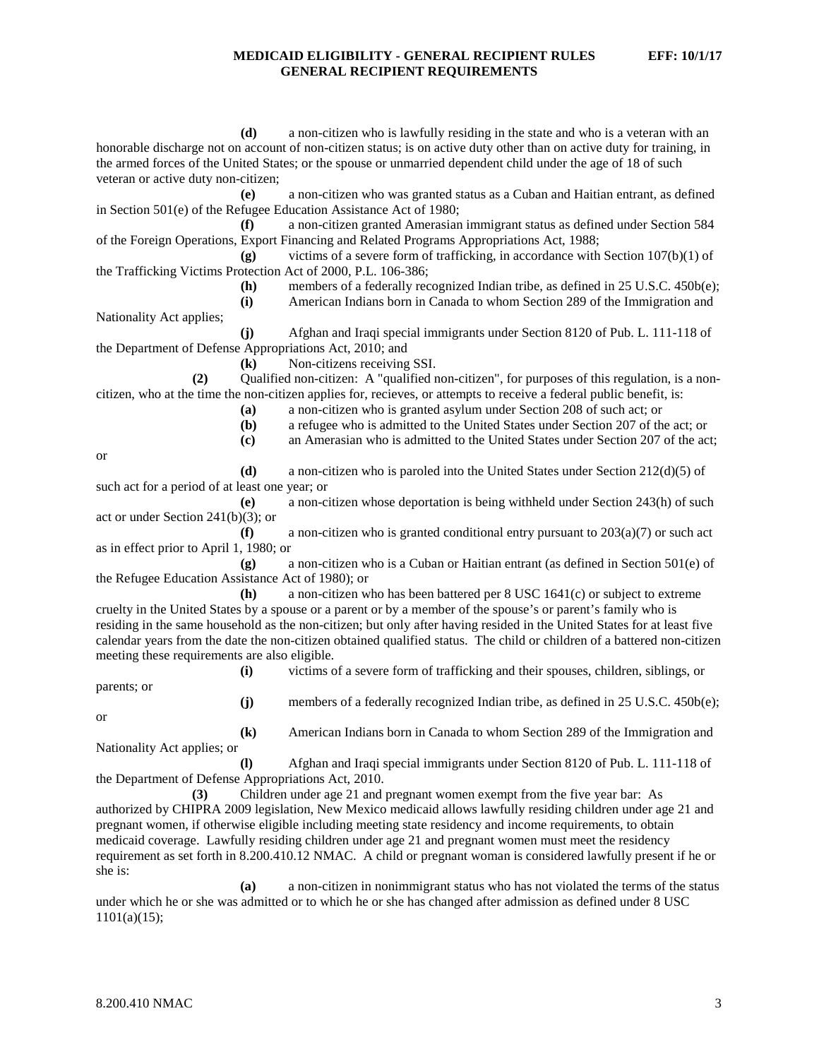**(d)** a non-citizen who is lawfully residing in the state and who is a veteran with an honorable discharge not on account of non-citizen status; is on active duty other than on active duty for training, in the armed forces of the United States; or the spouse or unmarried dependent child under the age of 18 of such veteran or active duty non-citizen;

**(e)** a non-citizen who was granted status as a Cuban and Haitian entrant, as defined in Section 501(e) of the Refugee Education Assistance Act of 1980;

**(f)** a non-citizen granted Amerasian immigrant status as defined under Section 584 of the Foreign Operations, Export Financing and Related Programs Appropriations Act, 1988;

**(g)** victims of a severe form of trafficking, in accordance with Section 107(b)(1) of the Trafficking Victims Protection Act of 2000, P.L. 106-386;

**(h)** members of a federally recognized Indian tribe, as defined in 25 U.S.C. 450b(e);

**(i)** American Indians born in Canada to whom Section 289 of the Immigration and Nationality Act applies;

**(j)** Afghan and Iraqi special immigrants under Section 8120 of Pub. L. 111-118 of the Department of Defense Appropriations Act, 2010; and

**(k)** Non-citizens receiving SSI.

**(2)** Qualified non-citizen: A "qualified non-citizen", for purposes of this regulation, is a non-citizen, who at the time the non-citizen applies for, recieves, or attempts to receive a federal public benefit, is:

**(a)** a non-citizen who is granted asylum under Section 208 of such act; or

**(b)** a refugee who is admitted to the United States under Section 207 of the act; or

**(c)** an Amerasian who is admitted to the United States under Section 207 of the act; or

**(d)** a non-citizen who is paroled into the United States under Section 212(d)(5) of such act for a period of at least one year; or

**(e)** a non-citizen whose deportation is being withheld under Section 243(h) of such act or under Section 241(b)(3); or

**(f)** a non-citizen who is granted conditional entry pursuant to 203(a)(7) or such act as in effect prior to April 1, 1980; or

**(g)** a non-citizen who is a Cuban or Haitian entrant (as defined in Section 501(e) of the Refugee Education Assistance Act of 1980); or

**(h)** a non-citizen who has been battered per 8 USC 1641(c) or subject to extreme cruelty in the United States by a spouse or a parent or by a member of the spouse's or parent's family who is residing in the same household as the non-citizen; but only after having resided in the United States for at least five calendar years from the date the non-citizen obtained qualified status. The child or children of a battered non-citizen meeting these requirements are also eligible.

**(i)** victims of a severe form of trafficking and their spouses, children, siblings, or parents; or

**(j)** members of a federally recognized Indian tribe, as defined in 25 U.S.C. 450b(e); or

**(k)** American Indians born in Canada to whom Section 289 of the Immigration and Nationality Act applies; or

**(l)** Afghan and Iraqi special immigrants under Section 8120 of Pub. L. 111-118 of the Department of Defense Appropriations Act, 2010.

**(3)** Children under age 21 and pregnant women exempt from the five year bar: As authorized by CHIPRA 2009 legislation, New Mexico medicaid allows lawfully residing children under age 21 and pregnant women, if otherwise eligible including meeting state residency and income requirements, to obtain medicaid coverage. Lawfully residing children under age 21 and pregnant women must meet the residency requirement as set forth in 8.200.410.12 NMAC. A child or pregnant woman is considered lawfully present if he or she is:

**(a)** a non-citizen in nonimmigrant status who has not violated the terms of the status under which he or she was admitted or to which he or she has changed after admission as defined under 8 USC 1101(a)(15);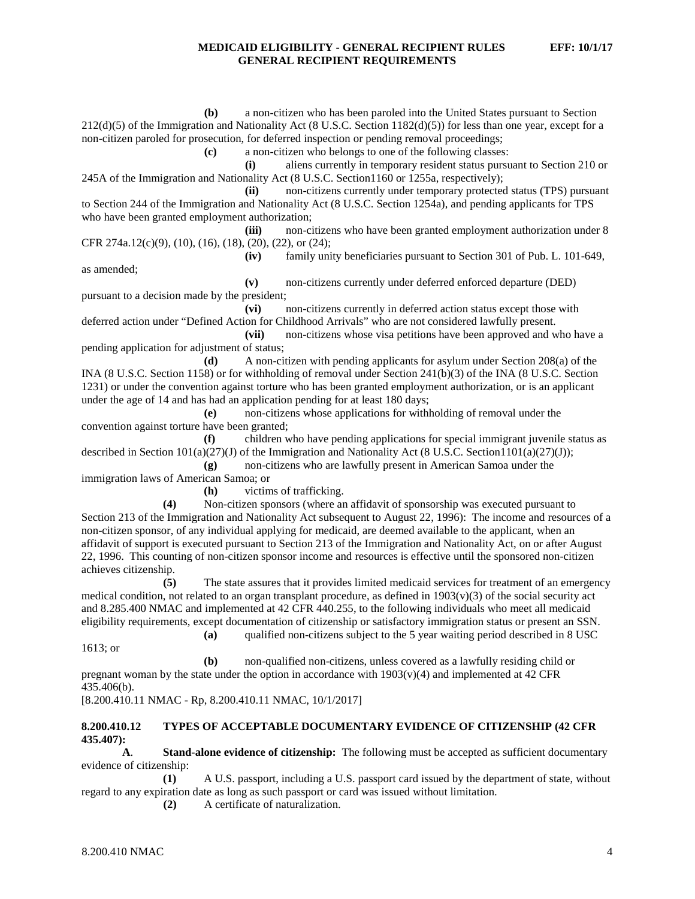**(b)** a non-citizen who has been paroled into the United States pursuant to Section 212(d)(5) of the Immigration and Nationality Act (8 U.S.C. Section 1182(d)(5)) for less than one year, except for a non-citizen paroled for prosecution, for deferred inspection or pending removal proceedings;

**(c)** a non-citizen who belongs to one of the following classes:

**(i)** aliens currently in temporary resident status pursuant to Section 210 or 245A of the Immigration and Nationality Act (8 U.S.C. Section1160 or 1255a, respectively);

**(ii)** non-citizens currently under temporary protected status (TPS) pursuant to Section 244 of the Immigration and Nationality Act (8 U.S.C. Section 1254a), and pending applicants for TPS who have been granted employment authorization;

**(iii)** non-citizens who have been granted employment authorization under 8 CFR 274a.12(c)(9), (10), (16), (18), (20), (22), or (24);

**(iv)** family unity beneficiaries pursuant to Section 301 of Pub. L. 101-649, as amended;

**(v)** non-citizens currently under deferred enforced departure (DED) pursuant to a decision made by the president;

**(vi)** non-citizens currently in deferred action status except those with deferred action under "Defined Action for Childhood Arrivals" who are not considered lawfully present.

**(vii)** non-citizens whose visa petitions have been approved and who have a pending application for adjustment of status;

**(d)** A non-citizen with pending applicants for asylum under Section 208(a) of the INA (8 U.S.C. Section 1158) or for withholding of removal under Section 241(b)(3) of the INA (8 U.S.C. Section 1231) or under the convention against torture who has been granted employment authorization, or is an applicant under the age of 14 and has had an application pending for at least 180 days;

**(e)** non-citizens whose applications for withholding of removal under the convention against torture have been granted;

**(f)** children who have pending applications for special immigrant juvenile status as described in Section 101(a)(27)(J) of the Immigration and Nationality Act (8 U.S.C. Section1101(a)(27)(J));

**(g)** non-citizens who are lawfully present in American Samoa under the immigration laws of American Samoa; or

**(h)** victims of trafficking.

**(4)** Non-citizen sponsors (where an affidavit of sponsorship was executed pursuant to Section 213 of the Immigration and Nationality Act subsequent to August 22, 1996): The income and resources of a non-citizen sponsor, of any individual applying for medicaid, are deemed available to the applicant, when an affidavit of support is executed pursuant to Section 213 of the Immigration and Nationality Act, on or after August 22, 1996. This counting of non-citizen sponsor income and resources is effective until the sponsored non-citizen achieves citizenship.

**(5)** The state assures that it provides limited medicaid services for treatment of an emergency medical condition, not related to an organ transplant procedure, as defined in 1903(v)(3) of the social security act and 8.285.400 NMAC and implemented at 42 CFR 440.255, to the following individuals who meet all medicaid eligibility requirements, except documentation of citizenship or satisfactory immigration status or present an SSN.

**(a)** qualified non-citizens subject to the 5 year waiting period described in 8 USC 1613; or

**(b)** non-qualified non-citizens, unless covered as a lawfully residing child or pregnant woman by the state under the option in accordance with 1903(v)(4) and implemented at 42 CFR 435.406(b).

[8.200.410.11 NMAC - Rp, 8.200.410.11 NMAC, 10/1/2017]

**8.200.410.12 TYPES OF ACCEPTABLE DOCUMENTARY EVIDENCE OF CITIZENSHIP (42 CFR 435.407):**

**A**. **Stand-alone evidence of citizenship:** The following must be accepted as sufficient documentary evidence of citizenship:

**(1)** A U.S. passport, including a U.S. passport card issued by the department of state, without regard to any expiration date as long as such passport or card was issued without limitation.

**(2)** A certificate of naturalization.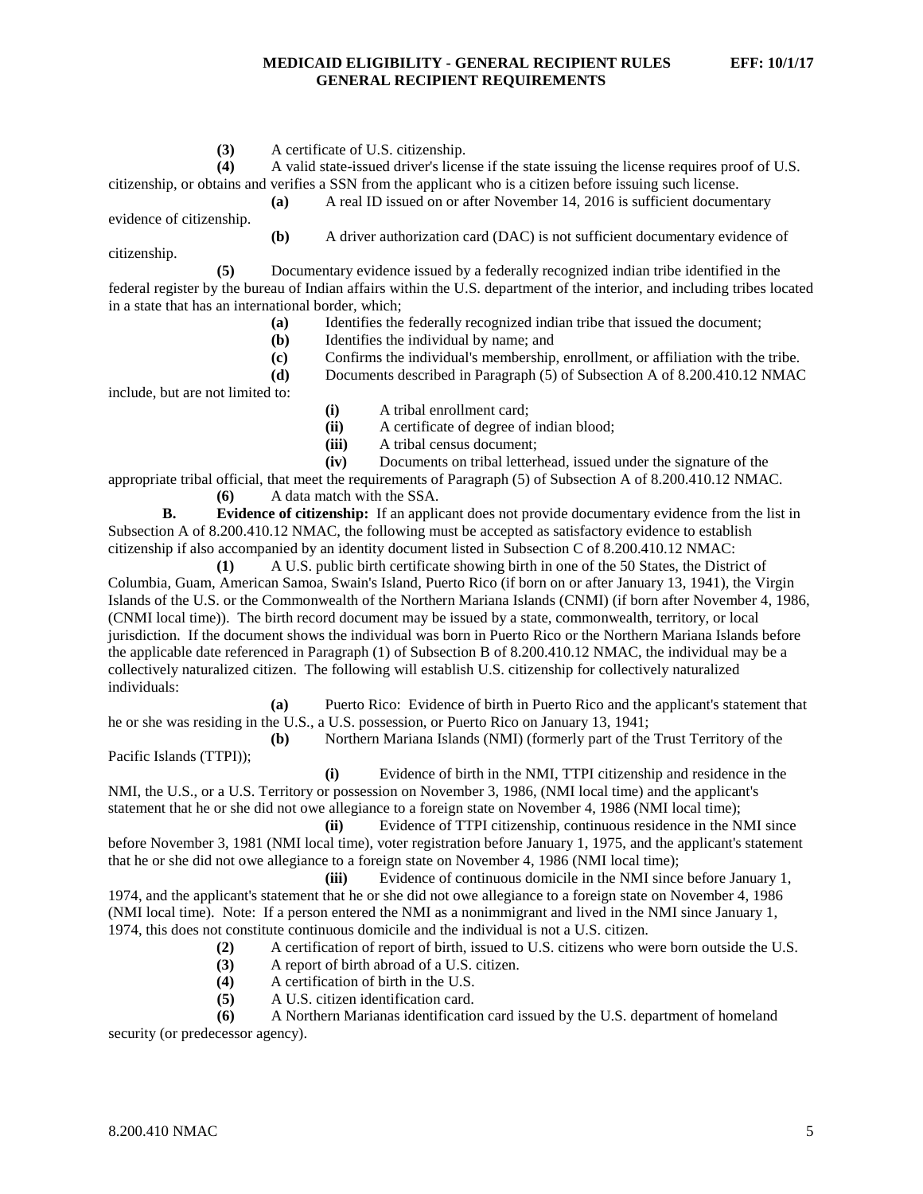**(3)** A certificate of U.S. citizenship.

**(4)** A valid state-issued driver's license if the state issuing the license requires proof of U.S. citizenship, or obtains and verifies a SSN from the applicant who is a citizen before issuing such license.

**(a)** A real ID issued on or after November 14, 2016 is sufficient documentary evidence of citizenship.

**(b)** A driver authorization card (DAC) is not sufficient documentary evidence of citizenship.

**(5)** Documentary evidence issued by a federally recognized indian tribe identified in the federal register by the bureau of Indian affairs within the U.S. department of the interior, and including tribes located in a state that has an international border, which;

**(a)** Identifies the federally recognized indian tribe that issued the document;

**(b)** Identifies the individual by name; and

**(c)** Confirms the individual's membership, enrollment, or affiliation with the tribe.

**(d)** Documents described in Paragraph (5) of Subsection A of 8.200.410.12 NMAC include, but are not limited to:

**(i)** A tribal enrollment card;

**(ii)** A certificate of degree of indian blood;

**(iii)** A tribal census document;

**(iv)** Documents on tribal letterhead, issued under the signature of the appropriate tribal official, that meet the requirements of Paragraph (5) of Subsection A of 8.200.410.12 NMAC.

**(6)** A data match with the SSA.

**B. Evidence of citizenship:** If an applicant does not provide documentary evidence from the list in Subsection A of 8.200.410.12 NMAC, the following must be accepted as satisfactory evidence to establish citizenship if also accompanied by an identity document listed in Subsection C of 8.200.410.12 NMAC:

**(1)** A U.S. public birth certificate showing birth in one of the 50 States, the District of Columbia, Guam, American Samoa, Swain's Island, Puerto Rico (if born on or after January 13, 1941), the Virgin Islands of the U.S. or the Commonwealth of the Northern Mariana Islands (CNMI) (if born after November 4, 1986, (CNMI local time)). The birth record document may be issued by a state, commonwealth, territory, or local jurisdiction. If the document shows the individual was born in Puerto Rico or the Northern Mariana Islands before the applicable date referenced in Paragraph (1) of Subsection B of 8.200.410.12 NMAC, the individual may be a collectively naturalized citizen. The following will establish U.S. citizenship for collectively naturalized individuals:

**(a)** Puerto Rico: Evidence of birth in Puerto Rico and the applicant's statement that he or she was residing in the U.S., a U.S. possession, or Puerto Rico on January 13, 1941;

**(b)** Northern Mariana Islands (NMI) (formerly part of the Trust Territory of the Pacific Islands (TTPI));

**(i)** Evidence of birth in the NMI, TTPI citizenship and residence in the NMI, the U.S., or a U.S. Territory or possession on November 3, 1986, (NMI local time) and the applicant's statement that he or she did not owe allegiance to a foreign state on November 4, 1986 (NMI local time);

**(ii)** Evidence of TTPI citizenship, continuous residence in the NMI since before November 3, 1981 (NMI local time), voter registration before January 1, 1975, and the applicant's statement that he or she did not owe allegiance to a foreign state on November 4, 1986 (NMI local time);

**(iii)** Evidence of continuous domicile in the NMI since before January 1, 1974, and the applicant's statement that he or she did not owe allegiance to a foreign state on November 4, 1986 (NMI local time). Note: If a person entered the NMI as a nonimmigrant and lived in the NMI since January 1, 1974, this does not constitute continuous domicile and the individual is not a U.S. citizen.

**(2)** A certification of report of birth, issued to U.S. citizens who were born outside the U.S.

**(3)** A report of birth abroad of a U.S. citizen.

**(4)** A certification of birth in the U.S.

**(5)** A U.S. citizen identification card.

**(6)** A Northern Marianas identification card issued by the U.S. department of homeland security (or predecessor agency).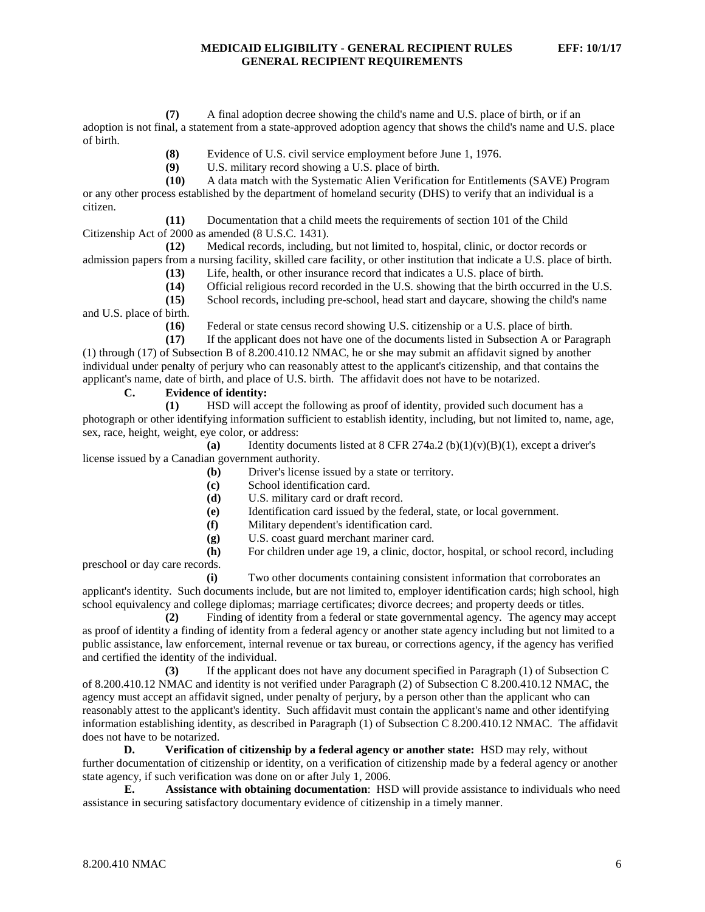**(7)** A final adoption decree showing the child's name and U.S. place of birth, or if an adoption is not final, a statement from a state-approved adoption agency that shows the child's name and U.S. place of birth.

**(8)** Evidence of U.S. civil service employment before June 1, 1976.

**(9)** U.S. military record showing a U.S. place of birth.

**(10)** A data match with the Systematic Alien Verification for Entitlements (SAVE) Program or any other process established by the department of homeland security (DHS) to verify that an individual is a citizen.

**(11)** Documentation that a child meets the requirements of section 101 of the Child Citizenship Act of 2000 as amended (8 U.S.C. 1431).

**(12)** Medical records, including, but not limited to, hospital, clinic, or doctor records or admission papers from a nursing facility, skilled care facility, or other institution that indicate a U.S. place of birth.

**(13)** Life, health, or other insurance record that indicates a U.S. place of birth.

**(14)** Official religious record recorded in the U.S. showing that the birth occurred in the U.S.

**(15)** School records, including pre-school, head start and daycare, showing the child's name and U.S. place of birth.

**(16)** Federal or state census record showing U.S. citizenship or a U.S. place of birth.

**(17)** If the applicant does not have one of the documents listed in Subsection A or Paragraph (1) through (17) of Subsection B of 8.200.410.12 NMAC, he or she may submit an affidavit signed by another individual under penalty of perjury who can reasonably attest to the applicant's citizenship, and that contains the applicant's name, date of birth, and place of U.S. birth. The affidavit does not have to be notarized.

**C. Evidence of identity:**

**(1)** HSD will accept the following as proof of identity, provided such document has a photograph or other identifying information sufficient to establish identity, including, but not limited to, name, age, sex, race, height, weight, eye color, or address:

**(a)** Identity documents listed at 8 CFR 274a.2 (b)(1)(v)(B)(1), except a driver's license issued by a Canadian government authority.

**(b)** Driver's license issued by a state or territory.

**(c)** School identification card.

**(d)** U.S. military card or draft record.

**(e)** Identification card issued by the federal, state, or local government.

**(f)** Military dependent's identification card.

**(g)** U.S. coast guard merchant mariner card.

**(h)** For children under age 19, a clinic, doctor, hospital, or school record, including preschool or day care records.

**(i)** Two other documents containing consistent information that corroborates an applicant's identity. Such documents include, but are not limited to, employer identification cards; high school, high school equivalency and college diplomas; marriage certificates; divorce decrees; and property deeds or titles.

**(2)** Finding of identity from a federal or state governmental agency. The agency may accept as proof of identity a finding of identity from a federal agency or another state agency including but not limited to a public assistance, law enforcement, internal revenue or tax bureau, or corrections agency, if the agency has verified and certified the identity of the individual.

**(3)** If the applicant does not have any document specified in Paragraph (1) of Subsection C of 8.200.410.12 NMAC and identity is not verified under Paragraph (2) of Subsection C 8.200.410.12 NMAC, the agency must accept an affidavit signed, under penalty of perjury, by a person other than the applicant who can reasonably attest to the applicant's identity. Such affidavit must contain the applicant's name and other identifying information establishing identity, as described in Paragraph (1) of Subsection C 8.200.410.12 NMAC. The affidavit does not have to be notarized.

**D. Verification of citizenship by a federal agency or another state:** HSD may rely, without further documentation of citizenship or identity, on a verification of citizenship made by a federal agency or another state agency, if such verification was done on or after July 1, 2006.

**E. Assistance with obtaining documentation**: HSD will provide assistance to individuals who need assistance in securing satisfactory documentary evidence of citizenship in a timely manner.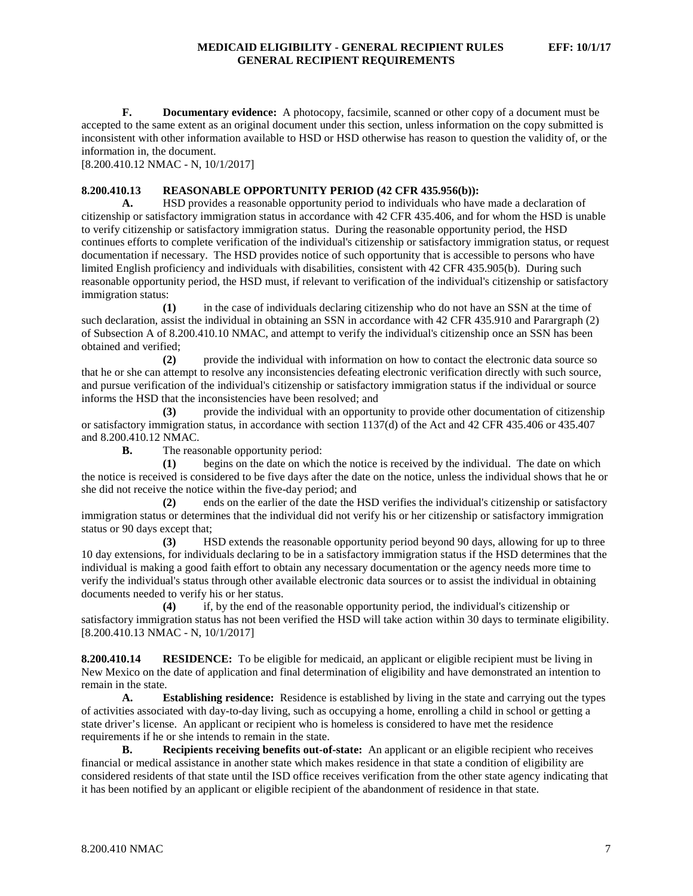**F. Documentary evidence:** A photocopy, facsimile, scanned or other copy of a document must be accepted to the same extent as an original document under this section, unless information on the copy submitted is inconsistent with other information available to HSD or HSD otherwise has reason to question the validity of, or the information in, the document.

[8.200.410.12 NMAC - N, 10/1/2017]

**8.200.410.13 REASONABLE OPPORTUNITY PERIOD (42 CFR 435.956(b)):**

**A.** HSD provides a reasonable opportunity period to individuals who have made a declaration of citizenship or satisfactory immigration status in accordance with 42 CFR 435.406, and for whom the HSD is unable to verify citizenship or satisfactory immigration status. During the reasonable opportunity period, the HSD continues efforts to complete verification of the individual's citizenship or satisfactory immigration status, or request documentation if necessary. The HSD provides notice of such opportunity that is accessible to persons who have limited English proficiency and individuals with disabilities, consistent with 42 CFR 435.905(b). During such reasonable opportunity period, the HSD must, if relevant to verification of the individual's citizenship or satisfactory immigration status:

**(1)** in the case of individuals declaring citizenship who do not have an SSN at the time of such declaration, assist the individual in obtaining an SSN in accordance with 42 CFR 435.910 and Parargraph (2) of Subsection A of 8.200.410.10 NMAC, and attempt to verify the individual's citizenship once an SSN has been obtained and verified;

**(2)** provide the individual with information on how to contact the electronic data source so that he or she can attempt to resolve any inconsistencies defeating electronic verification directly with such source, and pursue verification of the individual's citizenship or satisfactory immigration status if the individual or source informs the HSD that the inconsistencies have been resolved; and

**(3)** provide the individual with an opportunity to provide other documentation of citizenship or satisfactory immigration status, in accordance with section 1137(d) of the Act and 42 CFR 435.406 or 435.407 and 8.200.410.12 NMAC.

**B.** The reasonable opportunity period:

**(1)** begins on the date on which the notice is received by the individual. The date on which the notice is received is considered to be five days after the date on the notice, unless the individual shows that he or she did not receive the notice within the five-day period; and

**(2)** ends on the earlier of the date the HSD verifies the individual's citizenship or satisfactory immigration status or determines that the individual did not verify his or her citizenship or satisfactory immigration status or 90 days except that;

**(3)** HSD extends the reasonable opportunity period beyond 90 days, allowing for up to three 10 day extensions, for individuals declaring to be in a satisfactory immigration status if the HSD determines that the individual is making a good faith effort to obtain any necessary documentation or the agency needs more time to verify the individual's status through other available electronic data sources or to assist the individual in obtaining documents needed to verify his or her status.

**(4)** if, by the end of the reasonable opportunity period, the individual's citizenship or satisfactory immigration status has not been verified the HSD will take action within 30 days to terminate eligibility.

[8.200.410.13 NMAC - N, 10/1/2017]

**8.200.410.14 RESIDENCE:** To be eligible for medicaid, an applicant or eligible recipient must be living in New Mexico on the date of application and final determination of eligibility and have demonstrated an intention to remain in the state.

**A. Establishing residence:** Residence is established by living in the state and carrying out the types of activities associated with day-to-day living, such as occupying a home, enrolling a child in school or getting a state driver's license. An applicant or recipient who is homeless is considered to have met the residence requirements if he or she intends to remain in the state.

**B. Recipients receiving benefits out-of-state:** An applicant or an eligible recipient who receives financial or medical assistance in another state which makes residence in that state a condition of eligibility are considered residents of that state until the ISD office receives verification from the other state agency indicating that it has been notified by an applicant or eligible recipient of the abandonment of residence in that state.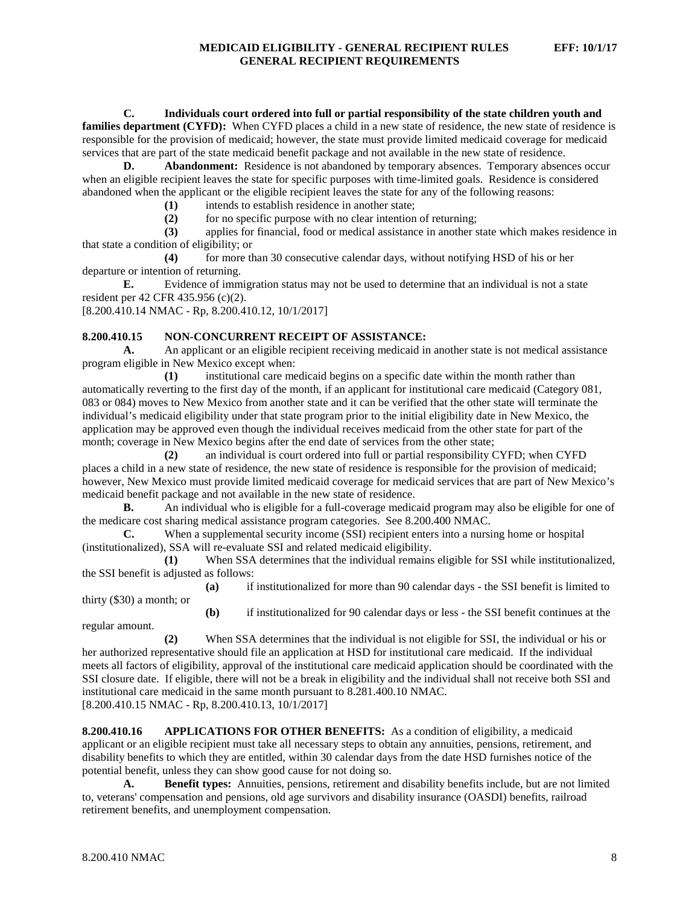**C. Individuals court ordered into full or partial responsibility of the state children youth and families department (CYFD):** When CYFD places a child in a new state of residence, the new state of residence is responsible for the provision of medicaid; however, the state must provide limited medicaid coverage for medicaid services that are part of the state medicaid benefit package and not available in the new state of residence.

**D. Abandonment:** Residence is not abandoned by temporary absences. Temporary absences occur when an eligible recipient leaves the state for specific purposes with time-limited goals. Residence is considered abandoned when the applicant or the eligible recipient leaves the state for any of the following reasons:

**(1)** intends to establish residence in another state;

**(2)** for no specific purpose with no clear intention of returning;

**(3)** applies for financial, food or medical assistance in another state which makes residence in that state a condition of eligibility; or

**(4)** for more than 30 consecutive calendar days, without notifying HSD of his or her departure or intention of returning.

**E.** Evidence of immigration status may not be used to determine that an individual is not a state resident per 42 CFR 435.956 (c)(2).

[8.200.410.14 NMAC - Rp, 8.200.410.12, 10/1/2017]

**8.200.410.15 NON-CONCURRENT RECEIPT OF ASSISTANCE:**

**A.** An applicant or an eligible recipient receiving medicaid in another state is not medical assistance program eligible in New Mexico except when:

**(1)** institutional care medicaid begins on a specific date within the month rather than automatically reverting to the first day of the month, if an applicant for institutional care medicaid (Category 081, 083 or 084) moves to New Mexico from another state and it can be verified that the other state will terminate the individual's medicaid eligibility under that state program prior to the initial eligibility date in New Mexico, the application may be approved even though the individual receives medicaid from the other state for part of the month; coverage in New Mexico begins after the end date of services from the other state;

**(2)** an individual is court ordered into full or partial responsibility CYFD; when CYFD places a child in a new state of residence, the new state of residence is responsible for the provision of medicaid; however, New Mexico must provide limited medicaid coverage for medicaid services that are part of New Mexico's medicaid benefit package and not available in the new state of residence.

**B.** An individual who is eligible for a full-coverage medicaid program may also be eligible for one of the medicare cost sharing medical assistance program categories. See 8.200.400 NMAC.

**C.** When a supplemental security income (SSI) recipient enters into a nursing home or hospital (institutionalized), SSA will re-evaluate SSI and related medicaid eligibility.

**(1)** When SSA determines that the individual remains eligible for SSI while institutionalized, the SSI benefit is adjusted as follows:

**(a)** if institutionalized for more than 90 calendar days - the SSI benefit is limited to thirty ($30) a month; or

**(b)** if institutionalized for 90 calendar days or less - the SSI benefit continues at the regular amount.

**(2)** When SSA determines that the individual is not eligible for SSI, the individual or his or her authorized representative should file an application at HSD for institutional care medicaid. If the individual meets all factors of eligibility, approval of the institutional care medicaid application should be coordinated with the SSI closure date. If eligible, there will not be a break in eligibility and the individual shall not receive both SSI and institutional care medicaid in the same month pursuant to 8.281.400.10 NMAC.

[8.200.410.15 NMAC - Rp, 8.200.410.13, 10/1/2017]

**8.200.410.16 APPLICATIONS FOR OTHER BENEFITS:** As a condition of eligibility, a medicaid applicant or an eligible recipient must take all necessary steps to obtain any annuities, pensions, retirement, and disability benefits to which they are entitled, within 30 calendar days from the date HSD furnishes notice of the potential benefit, unless they can show good cause for not doing so.

**A. Benefit types:** Annuities, pensions, retirement and disability benefits include, but are not limited to, veterans' compensation and pensions, old age survivors and disability insurance (OASDI) benefits, railroad retirement benefits, and unemployment compensation.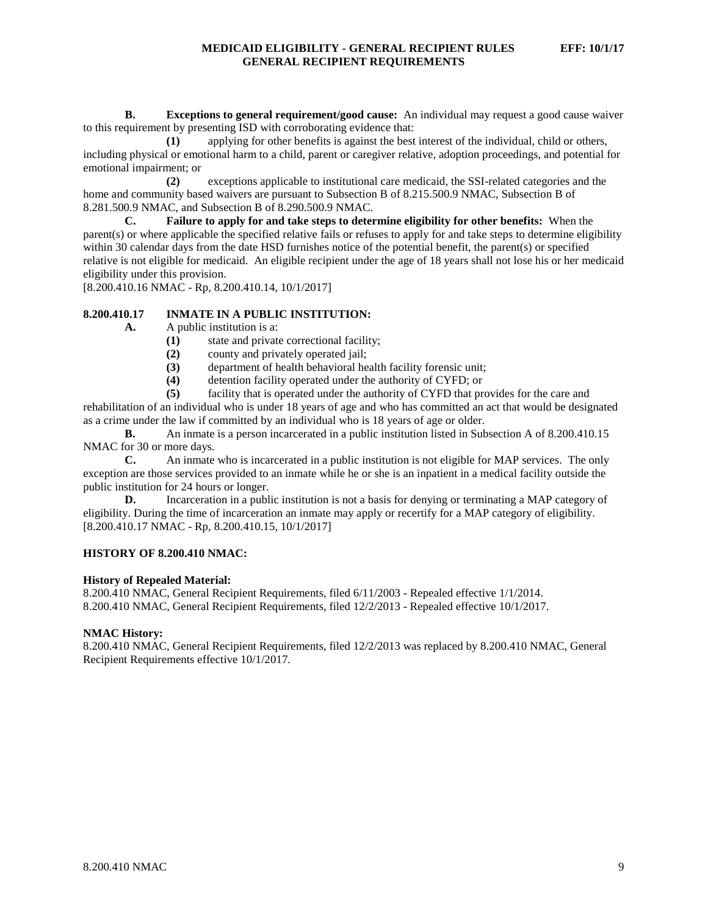**B. Exceptions to general requirement/good cause:** An individual may request a good cause waiver to this requirement by presenting ISD with corroborating evidence that:

**(1)** applying for other benefits is against the best interest of the individual, child or others, including physical or emotional harm to a child, parent or caregiver relative, adoption proceedings, and potential for emotional impairment; or

**(2)** exceptions applicable to institutional care medicaid, the SSI-related categories and the home and community based waivers are pursuant to Subsection B of 8.215.500.9 NMAC, Subsection B of 8.281.500.9 NMAC, and Subsection B of 8.290.500.9 NMAC.

**C. Failure to apply for and take steps to determine eligibility for other benefits:** When the parent(s) or where applicable the specified relative fails or refuses to apply for and take steps to determine eligibility within 30 calendar days from the date HSD furnishes notice of the potential benefit, the parent(s) or specified relative is not eligible for medicaid. An eligible recipient under the age of 18 years shall not lose his or her medicaid eligibility under this provision.

[8.200.410.16 NMAC - Rp, 8.200.410.14, 10/1/2017]

**8.200.410.17 INMATE IN A PUBLIC INSTITUTION:**

**A.** A public institution is a:

**(1)** state and private correctional facility;

**(2)** county and privately operated jail;

**(3)** department of health behavioral health facility forensic unit;

**(4)** detention facility operated under the authority of CYFD; or

**(5)** facility that is operated under the authority of CYFD that provides for the care and rehabilitation of an individual who is under 18 years of age and who has committed an act that would be designated as a crime under the law if committed by an individual who is 18 years of age or older.

**B.** An inmate is a person incarcerated in a public institution listed in Subsection A of 8.200.410.15 NMAC for 30 or more days.

**C.** An inmate who is incarcerated in a public institution is not eligible for MAP services. The only exception are those services provided to an inmate while he or she is an inpatient in a medical facility outside the public institution for 24 hours or longer.

**D.** Incarceration in a public institution is not a basis for denying or terminating a MAP category of eligibility. During the time of incarceration an inmate may apply or recertify for a MAP category of eligibility.

[8.200.410.17 NMAC - Rp, 8.200.410.15, 10/1/2017]

**HISTORY OF 8.200.410 NMAC:**

**History of Repealed Material:**

8.200.410 NMAC, General Recipient Requirements, filed 6/11/2003 - Repealed effective 1/1/2014.
8.200.410 NMAC, General Recipient Requirements, filed 12/2/2013 - Repealed effective 10/1/2017.

**NMAC History:**

8.200.410 NMAC, General Recipient Requirements, filed 12/2/2013 was replaced by 8.200.410 NMAC, General Recipient Requirements effective 10/1/2017.